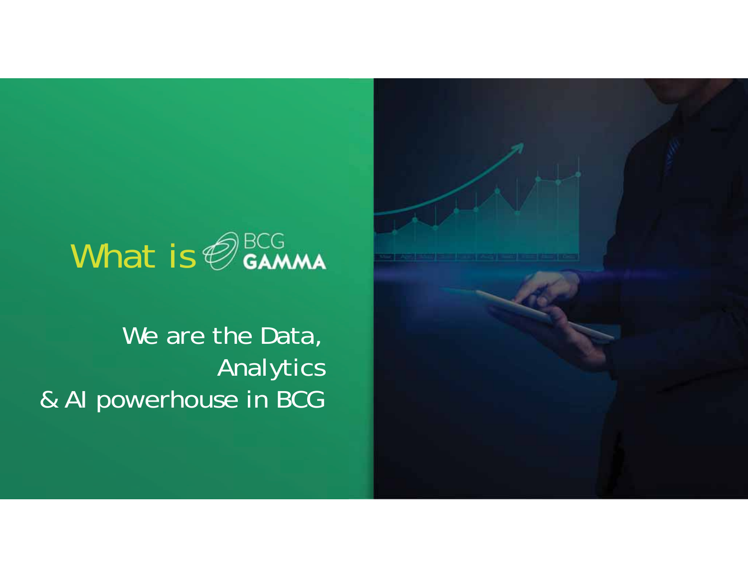# What is BCG GAMMA

We are the Data, Analytics & AI powerhouse in BCG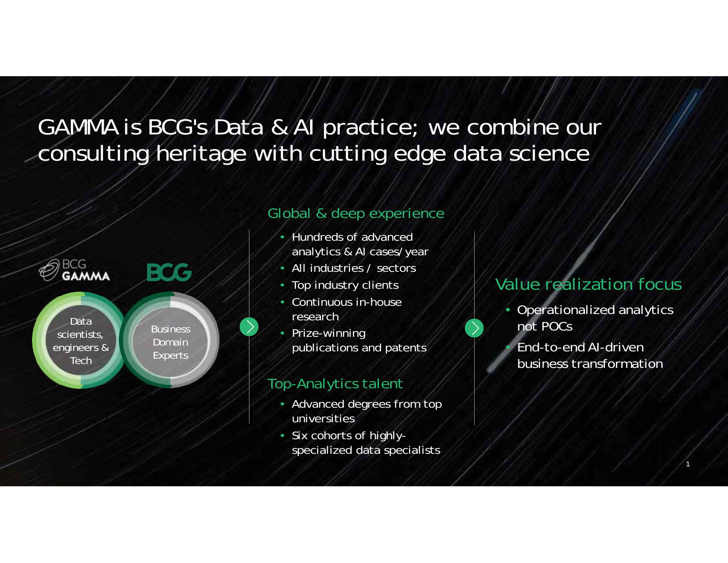# GAMMA is BCG's Data & AI practice; we combine our consulting heritage with cutting edge data science

BCG GAMMA

BCG

Data scientists, engineers & Tech

Business Domain Experts

## Global & deep experience

- Hundreds of advanced analytics & AI cases/year
- All industries / sectors
- Top industry clients
- Continuous in-house research
- Prize-winning publications and patents

## Top-Analytics talent

- Advanced degrees from top universities
- Six cohorts of highly-specialized data specialists

## Value realization focus

- Operationalized analytics not POCs
- End-to-end AI-driven business transformation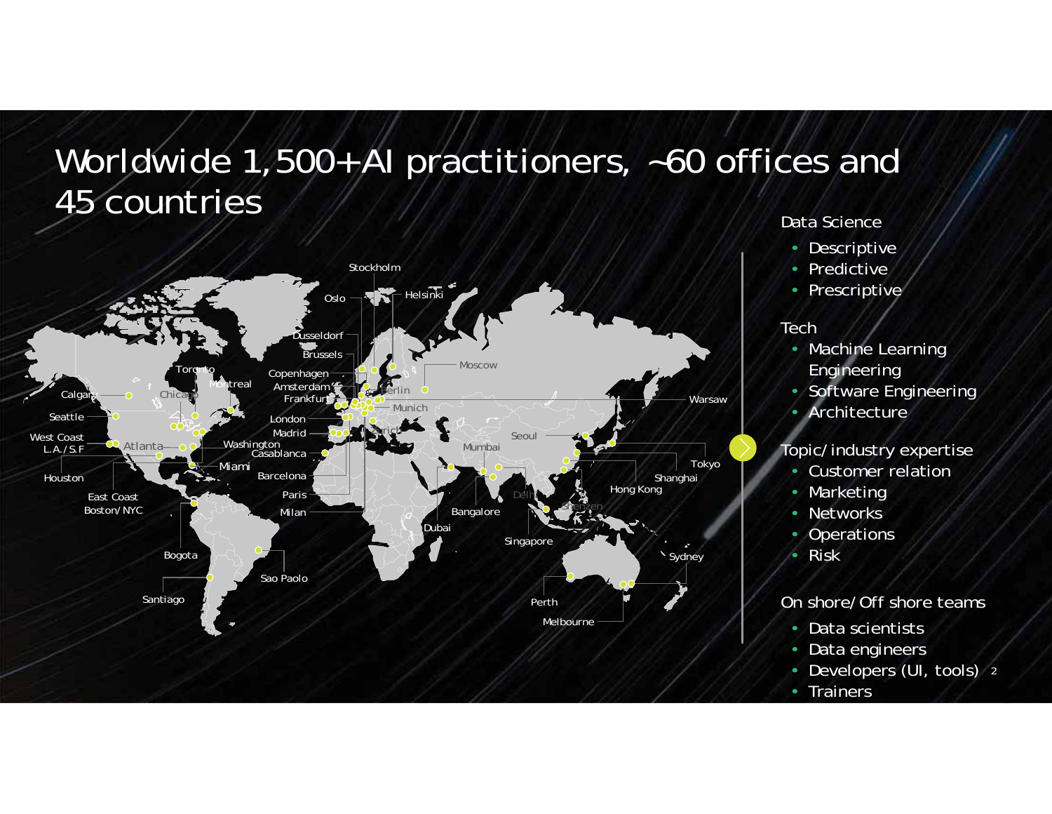# Worldwide 1,500+ AI practitioners, ~60 offices and 45 countries

Stockholm, Oslo, Helsinki, Dusseldorf, Brussels, Copenhagen, Amsterdam, Berlin, Frankfurt, Munich, London, Madrid, Zurich, Casablanca, Barcelona, Paris, Milan, Moscow, Warsaw, Seoul, Mumbai, Tokyo, Shanghai, Hong Kong, Delhi, Shenzen, Bangalore, Dubai, Singapore, Sydney, Perth, Melbourne, Toronto, Montreal, Calgary, Chicago, Seattle, West Coast L.A./S.F, Atlanta, Washington, Miami, Houston, East Coast Boston/NYC, Bogota, Sao Paolo, Santiago

**Data Science**

- Descriptive
- Predictive
- Prescriptive

**Tech**

- Machine Learning Engineering
- Software Engineering
- Architecture

**Topic/industry expertise**

- Customer relation
- Marketing
- Networks
- Operations
- Risk

**On shore/Off shore teams**

- Data scientists
- Data engineers
- Developers (UI, tools)
- Trainers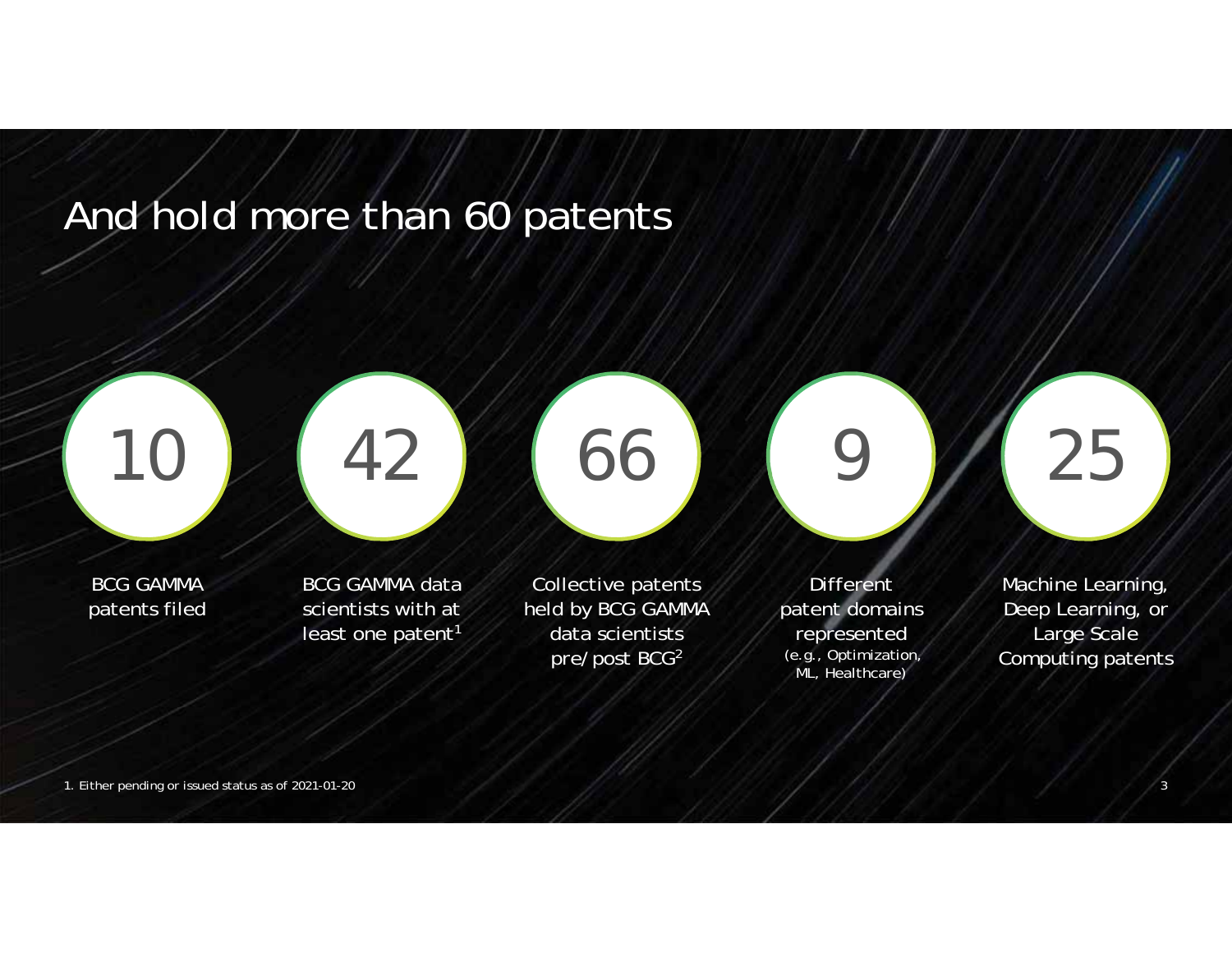# And hold more than 60 patents

**10**

BCG GAMMA patents filed

**42**

BCG GAMMA data scientists with at least one patent[1]

**66**

Collective patents held by BCG GAMMA data scientists pre/post BCG[2]

**9**

Different patent domains represented (e.g., Optimization, ML, Healthcare)

**25**

Machine Learning, Deep Learning, or Large Scale Computing patents

1. Either pending or issued status as of 2021-01-20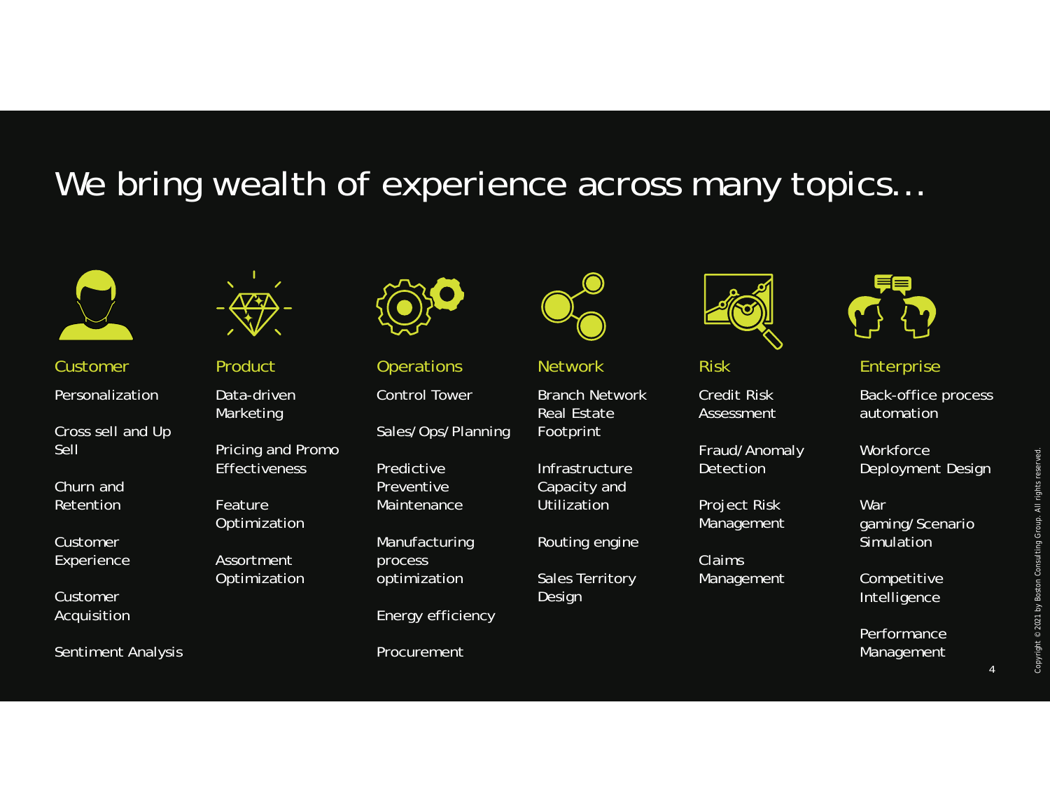# We bring wealth of experience across many topics…

### Customer

- Personalization
- Cross sell and Up Sell
- Churn and Retention
- Customer Experience
- Customer Acquisition
- Sentiment Analysis

### Product

- Data-driven Marketing
- Pricing and Promo Effectiveness
- Feature Optimization
- Assortment Optimization

### Operations

- Control Tower
- Sales/Ops/Planning
- Predictive Preventive Maintenance
- Manufacturing process optimization
- Energy efficiency
- Procurement

### Network

- Branch Network Real Estate Footprint
- Infrastructure Capacity and Utilization
- Routing engine
- Sales Territory Design

### Risk

- Credit Risk Assessment
- Fraud/Anomaly Detection
- Project Risk Management
- Claims Management

### Enterprise

- Back-office process automation
- Workforce Deployment Design
- War gaming/Scenario Simulation
- Competitive Intelligence
- Performance Management

Copyright © 2021 by Boston Consulting Group. All rights reserved.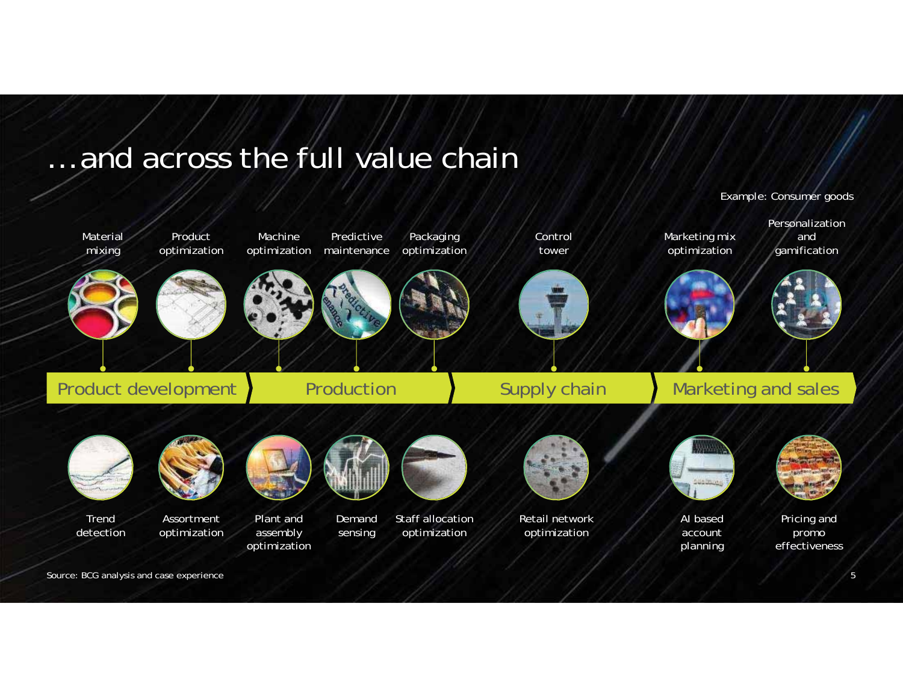# …and across the full value chain

Example: Consumer goods

| Product development | Production | Supply chain | Marketing and sales |
| --- | --- | --- | --- |
| Material mixing | Machine optimization | Control tower | Marketing mix optimization |
| Product optimization | Predictive maintenance | Retail network optimization | Personalization and gamification |
| Trend detection | Packaging optimization | | AI based account planning |
| Assortment optimization | Plant and assembly optimization | | Pricing and promo effectiveness |
| | Demand sensing | | |
| | Staff allocation optimization | | |

Source: BCG analysis and case experience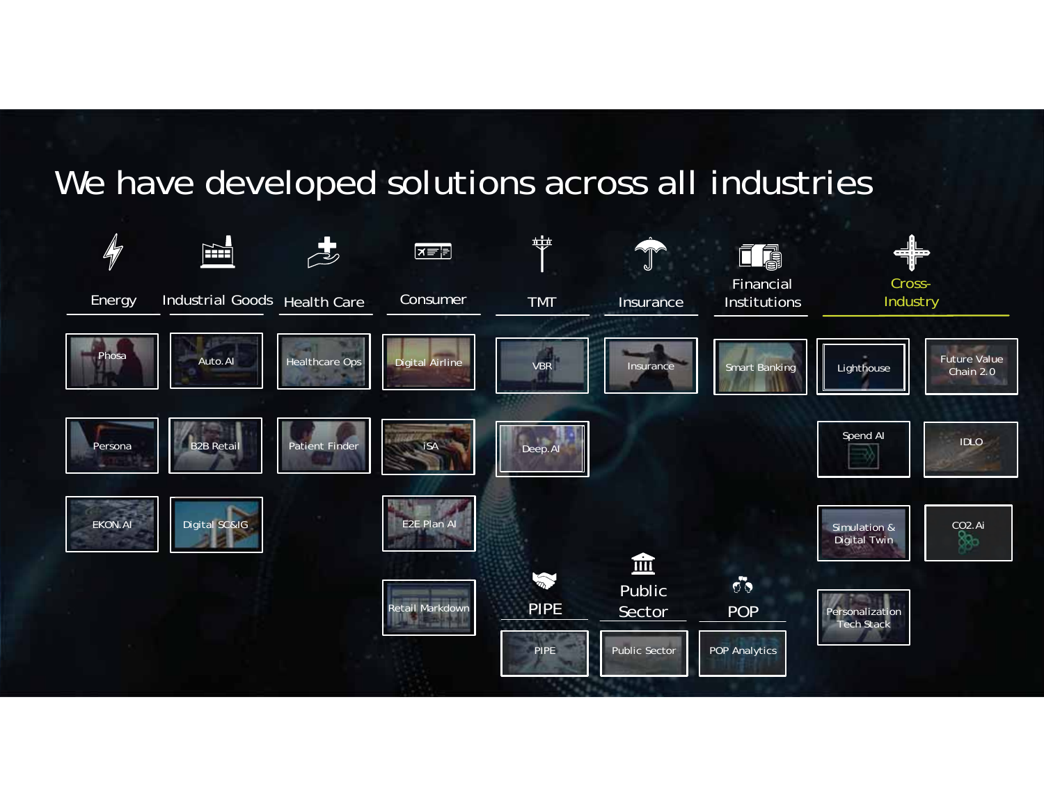# We have developed solutions across all industries

| Energy | Industrial Goods | Health Care | Consumer | TMT | Insurance | Financial Institutions | Cross-Industry | |
|---|---|---|---|---|---|---|---|---|
| Phosa | Auto.AI | Healthcare Ops | Digital Airline | VBR | Insurance | Smart Banking | Lighthouse | Future Value Chain 2.0 |
| Persona | B2B Retail | Patient Finder | iSA | Deep.AI | | | Spend AI | IDLO |
| EKON.AI | Digital SC&IG | | E2E Plan AI | | | | Simulation & Digital Twin | CO2.Ai |
| | | | Retail Markdown | | | | Personalization Tech Stack | |

| PIPE | Public Sector | POP |
|---|---|---|
| PIPE | Public Sector | POP Analytics |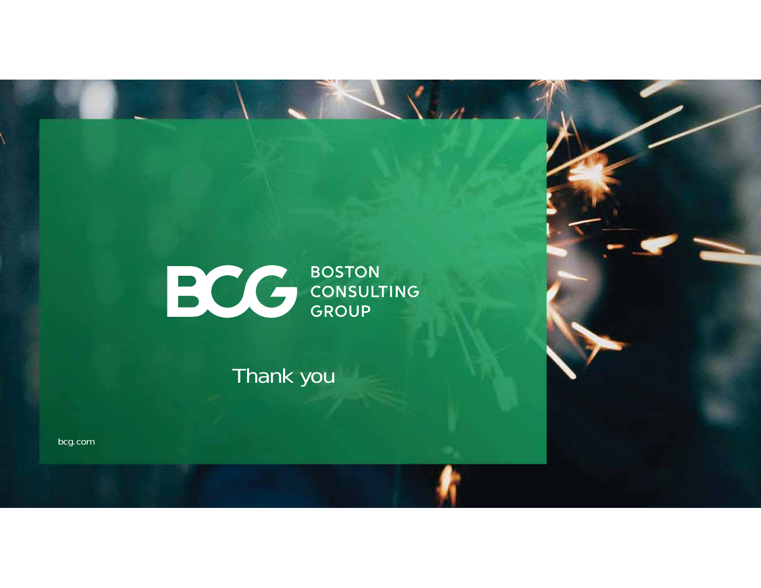BOSTON CONSULTING GROUP

Thank you

bcg.com